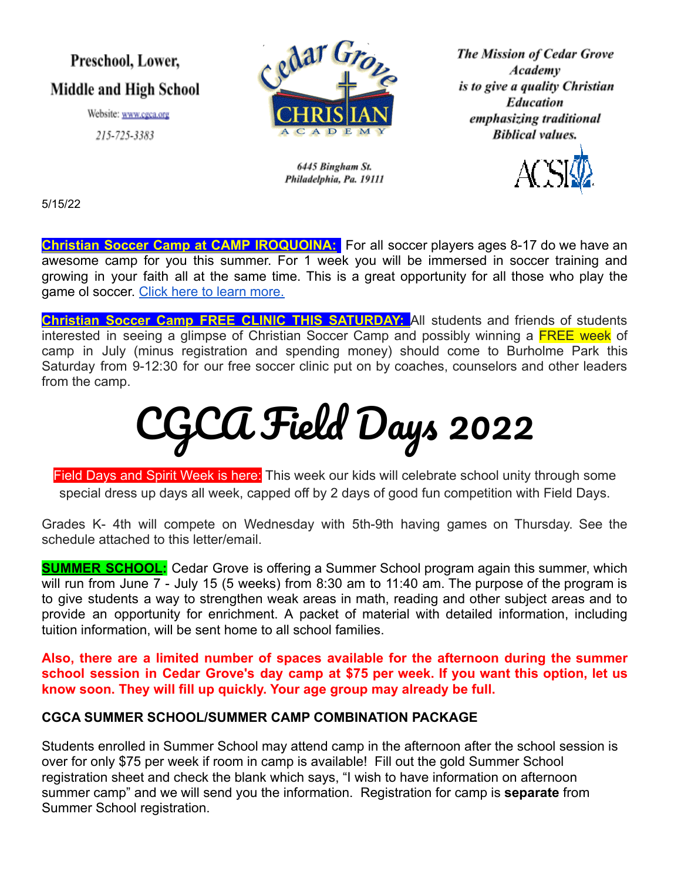Preschool, Lower, Middle and High School

Website: www.cgca.org

215-725-3383

Cedar Grove Christian Academy

6445 Bingham St.
Philadelphia, Pa. 19111

*The Mission of Cedar Grove Academy is to give a quality Christian Education emphasizing traditional Biblical values.*

ACSI

5/15/22

**Christian Soccer Camp at CAMP IROQUOINA:** For all soccer players ages 8-17 do we have an awesome camp for you this summer. For 1 week you will be immersed in soccer training and growing in your faith all at the same time. This is a great opportunity for all those who play the game ol soccer. Click here to learn more.

**Christian Soccer Camp FREE CLINIC THIS SATURDAY:** All students and friends of students interested in seeing a glimpse of Christian Soccer Camp and possibly winning a FREE week of camp in July (minus registration and spending money) should come to Burholme Park this Saturday from 9-12:30 for our free soccer clinic put on by coaches, counselors and other leaders from the camp.

# CGCA Field Days 2022

Field Days and Spirit Week is here: This week our kids will celebrate school unity through some special dress up days all week, capped off by 2 days of good fun competition with Field Days.

Grades K- 4th will compete on Wednesday with 5th-9th having games on Thursday. See the schedule attached to this letter/email.

**SUMMER SCHOOL:** Cedar Grove is offering a Summer School program again this summer, which will run from June 7 - July 15 (5 weeks) from 8:30 am to 11:40 am. The purpose of the program is to give students a way to strengthen weak areas in math, reading and other subject areas and to provide an opportunity for enrichment. A packet of material with detailed information, including tuition information, will be sent home to all school families.

**Also, there are a limited number of spaces available for the afternoon during the summer school session in Cedar Grove's day camp at $75 per week. If you want this option, let us know soon. They will fill up quickly. Your age group may already be full.**

**CGCA SUMMER SCHOOL/SUMMER CAMP COMBINATION PACKAGE**

Students enrolled in Summer School may attend camp in the afternoon after the school session is over for only $75 per week if room in camp is available! Fill out the gold Summer School registration sheet and check the blank which says, "I wish to have information on afternoon summer camp" and we will send you the information. Registration for camp is **separate** from Summer School registration.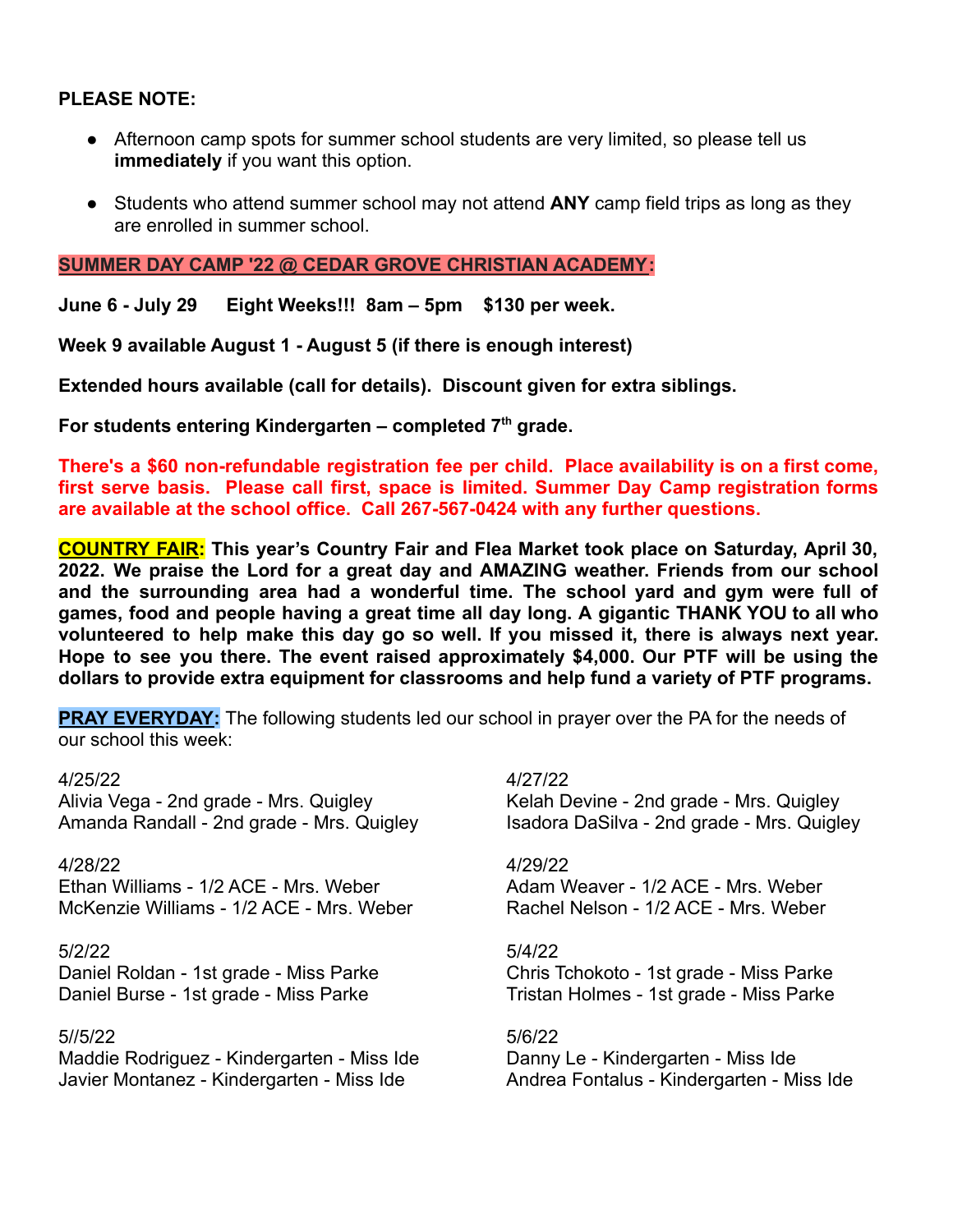**PLEASE NOTE:**

- Afternoon camp spots for summer school students are very limited, so please tell us **immediately** if you want this option.
- Students who attend summer school may not attend **ANY** camp field trips as long as they are enrolled in summer school.

**SUMMER DAY CAMP '22 @ CEDAR GROVE CHRISTIAN ACADEMY:**

**June 6 - July 29 Eight Weeks!!! 8am – 5pm $130 per week.**

**Week 9 available August 1 - August 5 (if there is enough interest)**

**Extended hours available (call for details). Discount given for extra siblings.**

**For students entering Kindergarten – completed 7th grade.**

**There's a $60 non-refundable registration fee per child. Place availability is on a first come, first serve basis. Please call first, space is limited. Summer Day Camp registration forms are available at the school office. Call 267-567-0424 with any further questions.**

**COUNTRY FAIR: This year's Country Fair and Flea Market took place on Saturday, April 30, 2022. We praise the Lord for a great day and AMAZING weather. Friends from our school and the surrounding area had a wonderful time. The school yard and gym were full of games, food and people having a great time all day long. A gigantic THANK YOU to all who volunteered to help make this day go so well. If you missed it, there is always next year. Hope to see you there. The event raised approximately $4,000. Our PTF will be using the dollars to provide extra equipment for classrooms and help fund a variety of PTF programs.**

**PRAY EVERYDAY:** The following students led our school in prayer over the PA for the needs of our school this week:

4/25/22
Alivia Vega - 2nd grade - Mrs. Quigley
Amanda Randall - 2nd grade - Mrs. Quigley

4/27/22
Kelah Devine - 2nd grade - Mrs. Quigley
Isadora DaSilva - 2nd grade - Mrs. Quigley

4/28/22
Ethan Williams - 1/2 ACE - Mrs. Weber
McKenzie Williams - 1/2 ACE - Mrs. Weber

4/29/22
Adam Weaver - 1/2 ACE - Mrs. Weber
Rachel Nelson - 1/2 ACE - Mrs. Weber

5/2/22
Daniel Roldan - 1st grade - Miss Parke
Daniel Burse - 1st grade - Miss Parke

5/4/22
Chris Tchokoto - 1st grade - Miss Parke
Tristan Holmes - 1st grade - Miss Parke

5//5/22
Maddie Rodriguez - Kindergarten - Miss Ide
Javier Montanez - Kindergarten - Miss Ide

5/6/22
Danny Le - Kindergarten - Miss Ide
Andrea Fontalus - Kindergarten - Miss Ide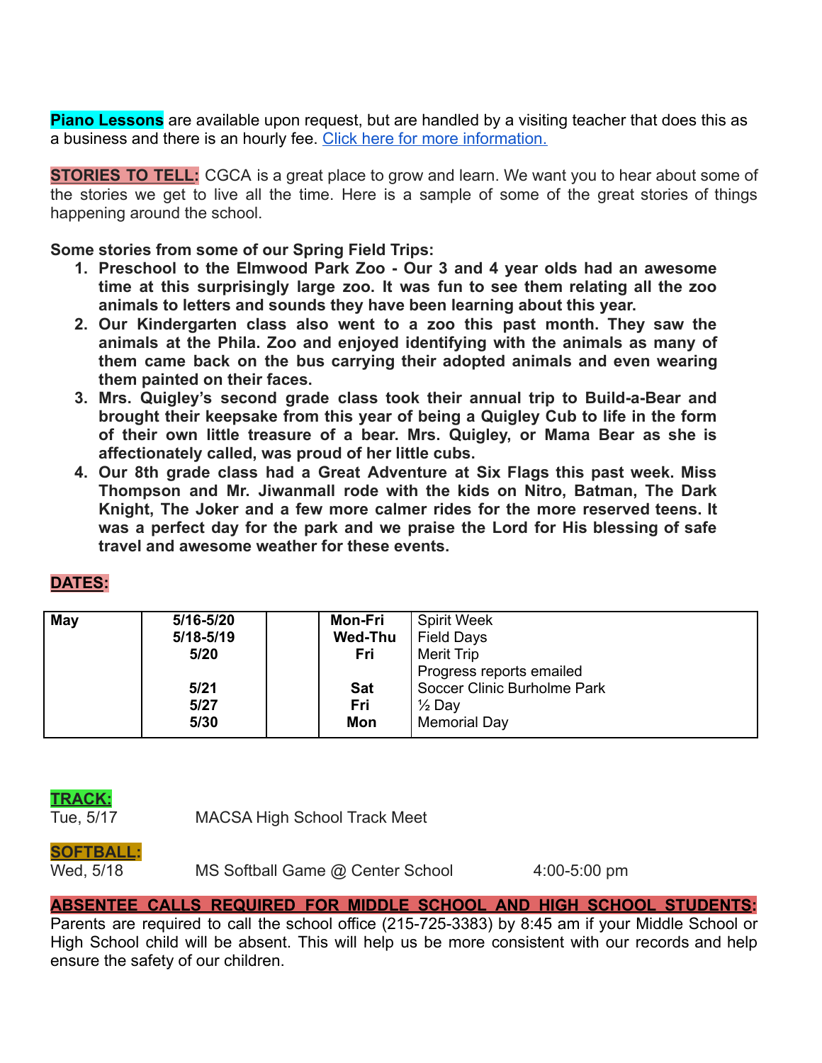**Piano Lessons** are available upon request, but are handled by a visiting teacher that does this as a business and there is an hourly fee. [Click here for more information.]

**STORIES TO TELL:** CGCA is a great place to grow and learn. We want you to hear about some of the stories we get to live all the time. Here is a sample of some of the great stories of things happening around the school.

**Some stories from some of our Spring Field Trips:**

1. **Preschool to the Elmwood Park Zoo - Our 3 and 4 year olds had an awesome time at this surprisingly large zoo. It was fun to see them relating all the zoo animals to letters and sounds they have been learning about this year.**
2. **Our Kindergarten class also went to a zoo this past month. They saw the animals at the Phila. Zoo and enjoyed identifying with the animals as many of them came back on the bus carrying their adopted animals and even wearing them painted on their faces.**
3. **Mrs. Quigley's second grade class took their annual trip to Build-a-Bear and brought their keepsake from this year of being a Quigley Cub to life in the form of their own little treasure of a bear. Mrs. Quigley, or Mama Bear as she is affectionately called, was proud of her little cubs.**
4. **Our 8th grade class had a Great Adventure at Six Flags this past week. Miss Thompson and Mr. Jiwanmall rode with the kids on Nitro, Batman, The Dark Knight, The Joker and a few more calmer rides for the more reserved teens. It was a perfect day for the park and we praise the Lord for His blessing of safe travel and awesome weather for these events.**

**DATES:**

| May | | | | |
|---|---|---|---|---|
| | 5/16-5/20 | | Mon-Fri | Spirit Week |
| | 5/18-5/19 | | Wed-Thu | Field Days |
| | 5/20 | | Fri | Merit Trip |
| | | | | Progress reports emailed |
| | 5/21 | | Sat | Soccer Clinic Burholme Park |
| | 5/27 | | Fri | ½ Day |
| | 5/30 | | Mon | Memorial Day |

**TRACK:**

Tue, 5/17 MACSA High School Track Meet

**SOFTBALL:**

Wed, 5/18 MS Softball Game @ Center School 4:00-5:00 pm

**ABSENTEE CALLS REQUIRED FOR MIDDLE SCHOOL AND HIGH SCHOOL STUDENTS:**

Parents are required to call the school office (215-725-3383) by 8:45 am if your Middle School or High School child will be absent. This will help us be more consistent with our records and help ensure the safety of our children.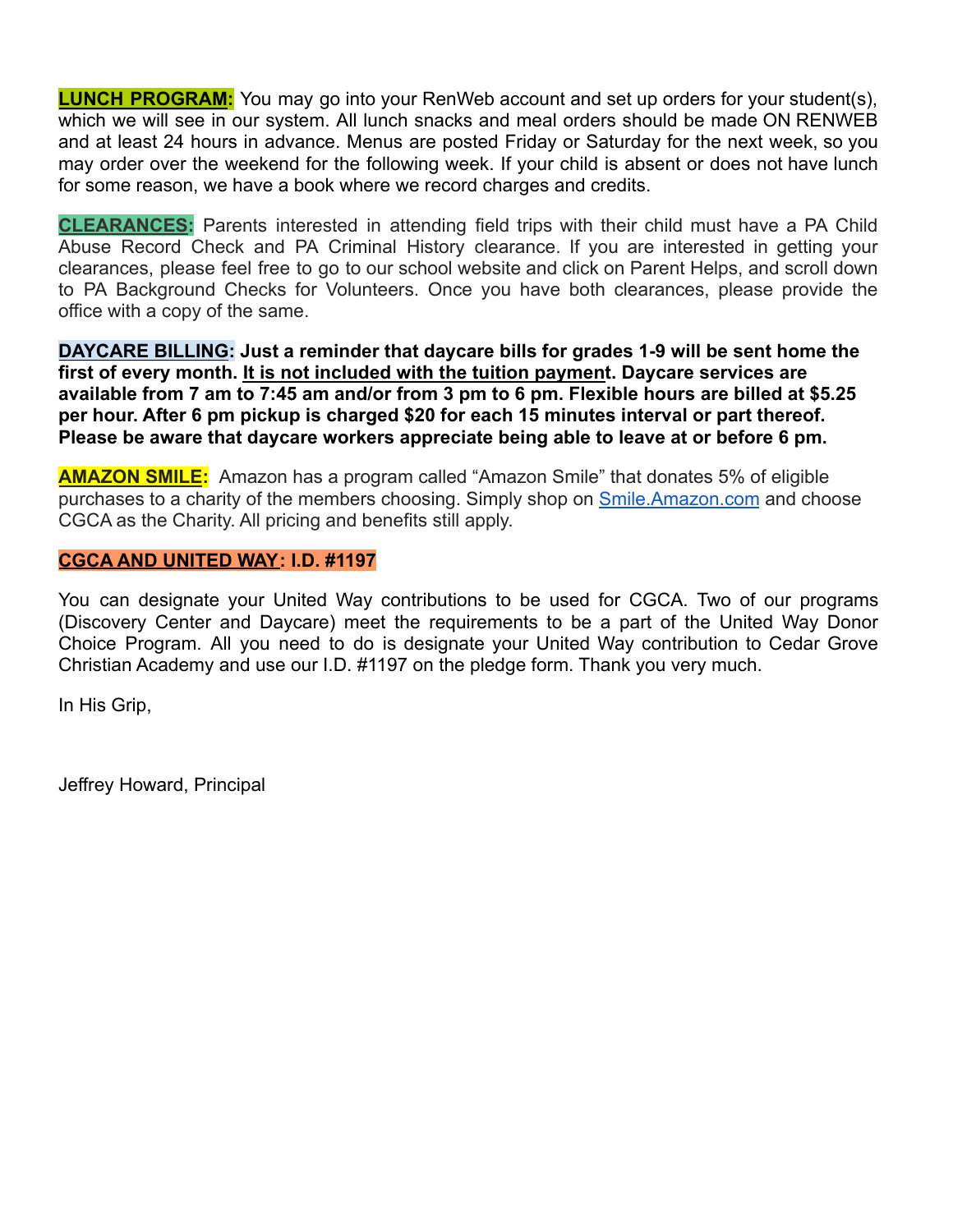**LUNCH PROGRAM:** You may go into your RenWeb account and set up orders for your student(s), which we will see in our system. All lunch snacks and meal orders should be made ON RENWEB and at least 24 hours in advance. Menus are posted Friday or Saturday for the next week, so you may order over the weekend for the following week. If your child is absent or does not have lunch for some reason, we have a book where we record charges and credits.

**CLEARANCES:** Parents interested in attending field trips with their child must have a PA Child Abuse Record Check and PA Criminal History clearance. If you are interested in getting your clearances, please feel free to go to our school website and click on Parent Helps, and scroll down to PA Background Checks for Volunteers. Once you have both clearances, please provide the office with a copy of the same.

**DAYCARE BILLING: Just a reminder that daycare bills for grades 1-9 will be sent home the first of every month. It is not included with the tuition payment. Daycare services are available from 7 am to 7:45 am and/or from 3 pm to 6 pm. Flexible hours are billed at $5.25 per hour. After 6 pm pickup is charged $20 for each 15 minutes interval or part thereof. Please be aware that daycare workers appreciate being able to leave at or before 6 pm.**

**AMAZON SMILE:** Amazon has a program called "Amazon Smile" that donates 5% of eligible purchases to a charity of the members choosing. Simply shop on [Smile.Amazon.com](http://Smile.Amazon.com) and choose CGCA as the Charity. All pricing and benefits still apply.

**CGCA AND UNITED WAY: I.D. #1197**

You can designate your United Way contributions to be used for CGCA. Two of our programs (Discovery Center and Daycare) meet the requirements to be a part of the United Way Donor Choice Program. All you need to do is designate your United Way contribution to Cedar Grove Christian Academy and use our I.D. #1197 on the pledge form. Thank you very much.

In His Grip,

Jeffrey Howard, Principal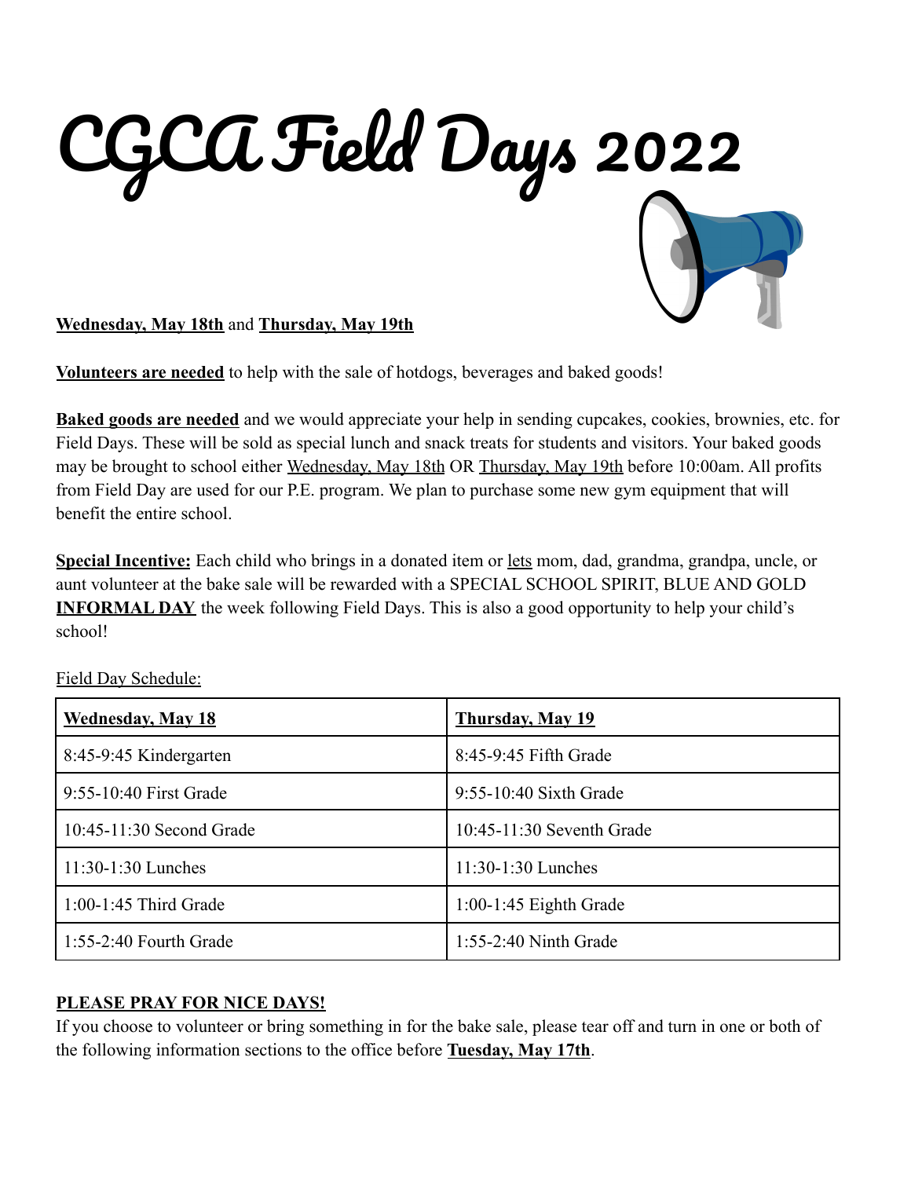# CGCA Field Days 2022

**Wednesday, May 18th** and **Thursday, May 19th**

**Volunteers are needed** to help with the sale of hotdogs, beverages and baked goods!

**Baked goods are needed** and we would appreciate your help in sending cupcakes, cookies, brownies, etc. for Field Days. These will be sold as special lunch and snack treats for students and visitors. Your baked goods may be brought to school either Wednesday, May 18th OR Thursday, May 19th before 10:00am. All profits from Field Day are used for our P.E. program. We plan to purchase some new gym equipment that will benefit the entire school.

**Special Incentive:** Each child who brings in a donated item or lets mom, dad, grandma, grandpa, uncle, or aunt volunteer at the bake sale will be rewarded with a SPECIAL SCHOOL SPIRIT, BLUE AND GOLD **INFORMAL DAY** the week following Field Days. This is also a good opportunity to help your child's school!

Field Day Schedule:

| **Wednesday, May 18** | **Thursday, May 19** |
|---|---|
| 8:45-9:45 Kindergarten | 8:45-9:45 Fifth Grade |
| 9:55-10:40 First Grade | 9:55-10:40 Sixth Grade |
| 10:45-11:30 Second Grade | 10:45-11:30 Seventh Grade |
| 11:30-1:30 Lunches | 11:30-1:30 Lunches |
| 1:00-1:45 Third Grade | 1:00-1:45 Eighth Grade |
| 1:55-2:40 Fourth Grade | 1:55-2:40 Ninth Grade |

**PLEASE PRAY FOR NICE DAYS!**

If you choose to volunteer or bring something in for the bake sale, please tear off and turn in one or both of the following information sections to the office before **Tuesday, May 17th**.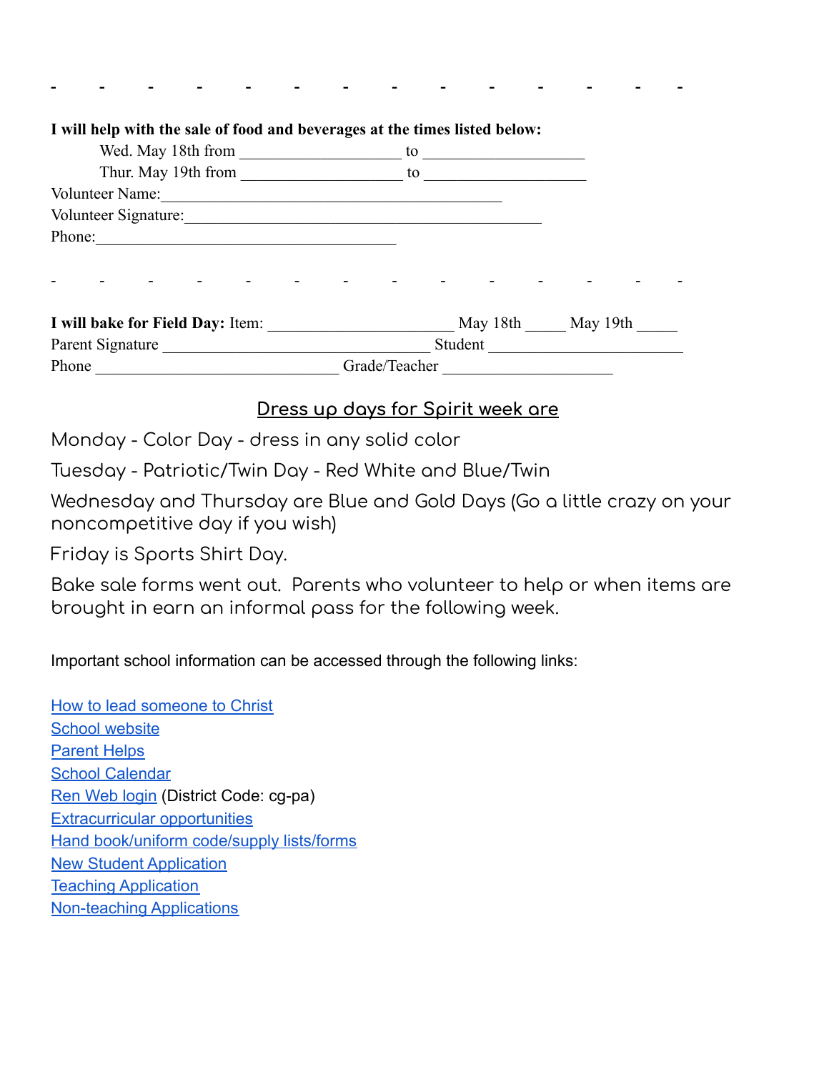\-  -  -  -  -  -  -  -  -  -  -  -  -  -

**I will help with the sale of food and beverages at the times listed below:**

Wed. May 18th from ____________________ to ____________________

Thur. May 19th from ____________________ to ____________________

Volunteer Name:__________________________________________

Volunteer Signature:____________________________________________

Phone:_____________________________________

\-  -  -  -  -  -  -  -  -  -  -  -  -  -

**I will bake for Field Day:** Item: _______________________ May 18th _____ May 19th _____

Parent Signature _________________________________ Student ________________________

Phone ______________________________ Grade/Teacher _____________________

## Dress up days for Spirit week are

Monday - Color Day - dress in any solid color

Tuesday - Patriotic/Twin Day - Red White and Blue/Twin

Wednesday and Thursday are Blue and Gold Days (Go a little crazy on your noncompetitive day if you wish)

Friday is Sports Shirt Day.

Bake sale forms went out. Parents who volunteer to help or when items are brought in earn an informal pass for the following week.

Important school information can be accessed through the following links:

How to lead someone to Christ
School website
Parent Helps
School Calendar
Ren Web login (District Code: cg-pa)
Extracurricular opportunities
Hand book/uniform code/supply lists/forms
New Student Application
Teaching Application
Non-teaching Applications